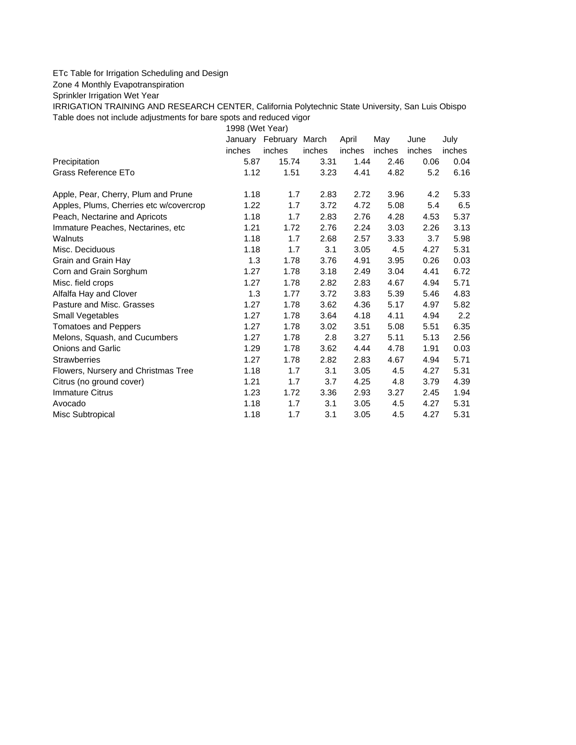ETc Table for Irrigation Scheduling and Design

Zone 4 Monthly Evapotranspiration

Sprinkler Irrigation Wet Year

IRRIGATION TRAINING AND RESEARCH CENTER, California Polytechnic State University, San Luis Obispo

Table does not include adjustments for bare spots and reduced vigor

| | 1998 (Wet Year) | | | | | | |
|---|---|---|---|---|---|---|---|
| | January | February | March | April | May | June | July |
| | inches | inches | inches | inches | inches | inches | inches |
| Precipitation | 5.87 | 15.74 | 3.31 | 1.44 | 2.46 | 0.06 | 0.04 |
| Grass Reference ETo | 1.12 | 1.51 | 3.23 | 4.41 | 4.82 | 5.2 | 6.16 |
| | | | | | | | |
| Apple, Pear, Cherry, Plum and Prune | 1.18 | 1.7 | 2.83 | 2.72 | 3.96 | 4.2 | 5.33 |
| Apples, Plums, Cherries etc w/covercrop | 1.22 | 1.7 | 3.72 | 4.72 | 5.08 | 5.4 | 6.5 |
| Peach, Nectarine and Apricots | 1.18 | 1.7 | 2.83 | 2.76 | 4.28 | 4.53 | 5.37 |
| Immature Peaches, Nectarines, etc | 1.21 | 1.72 | 2.76 | 2.24 | 3.03 | 2.26 | 3.13 |
| Walnuts | 1.18 | 1.7 | 2.68 | 2.57 | 3.33 | 3.7 | 5.98 |
| Misc. Deciduous | 1.18 | 1.7 | 3.1 | 3.05 | 4.5 | 4.27 | 5.31 |
| Grain and Grain Hay | 1.3 | 1.78 | 3.76 | 4.91 | 3.95 | 0.26 | 0.03 |
| Corn and Grain Sorghum | 1.27 | 1.78 | 3.18 | 2.49 | 3.04 | 4.41 | 6.72 |
| Misc. field crops | 1.27 | 1.78 | 2.82 | 2.83 | 4.67 | 4.94 | 5.71 |
| Alfalfa Hay and Clover | 1.3 | 1.77 | 3.72 | 3.83 | 5.39 | 5.46 | 4.83 |
| Pasture and Misc. Grasses | 1.27 | 1.78 | 3.62 | 4.36 | 5.17 | 4.97 | 5.82 |
| Small Vegetables | 1.27 | 1.78 | 3.64 | 4.18 | 4.11 | 4.94 | 2.2 |
| Tomatoes and Peppers | 1.27 | 1.78 | 3.02 | 3.51 | 5.08 | 5.51 | 6.35 |
| Melons, Squash, and Cucumbers | 1.27 | 1.78 | 2.8 | 3.27 | 5.11 | 5.13 | 2.56 |
| Onions and Garlic | 1.29 | 1.78 | 3.62 | 4.44 | 4.78 | 1.91 | 0.03 |
| Strawberries | 1.27 | 1.78 | 2.82 | 2.83 | 4.67 | 4.94 | 5.71 |
| Flowers, Nursery and Christmas Tree | 1.18 | 1.7 | 3.1 | 3.05 | 4.5 | 4.27 | 5.31 |
| Citrus (no ground cover) | 1.21 | 1.7 | 3.7 | 4.25 | 4.8 | 3.79 | 4.39 |
| Immature Citrus | 1.23 | 1.72 | 3.36 | 2.93 | 3.27 | 2.45 | 1.94 |
| Avocado | 1.18 | 1.7 | 3.1 | 3.05 | 4.5 | 4.27 | 5.31 |
| Misc Subtropical | 1.18 | 1.7 | 3.1 | 3.05 | 4.5 | 4.27 | 5.31 |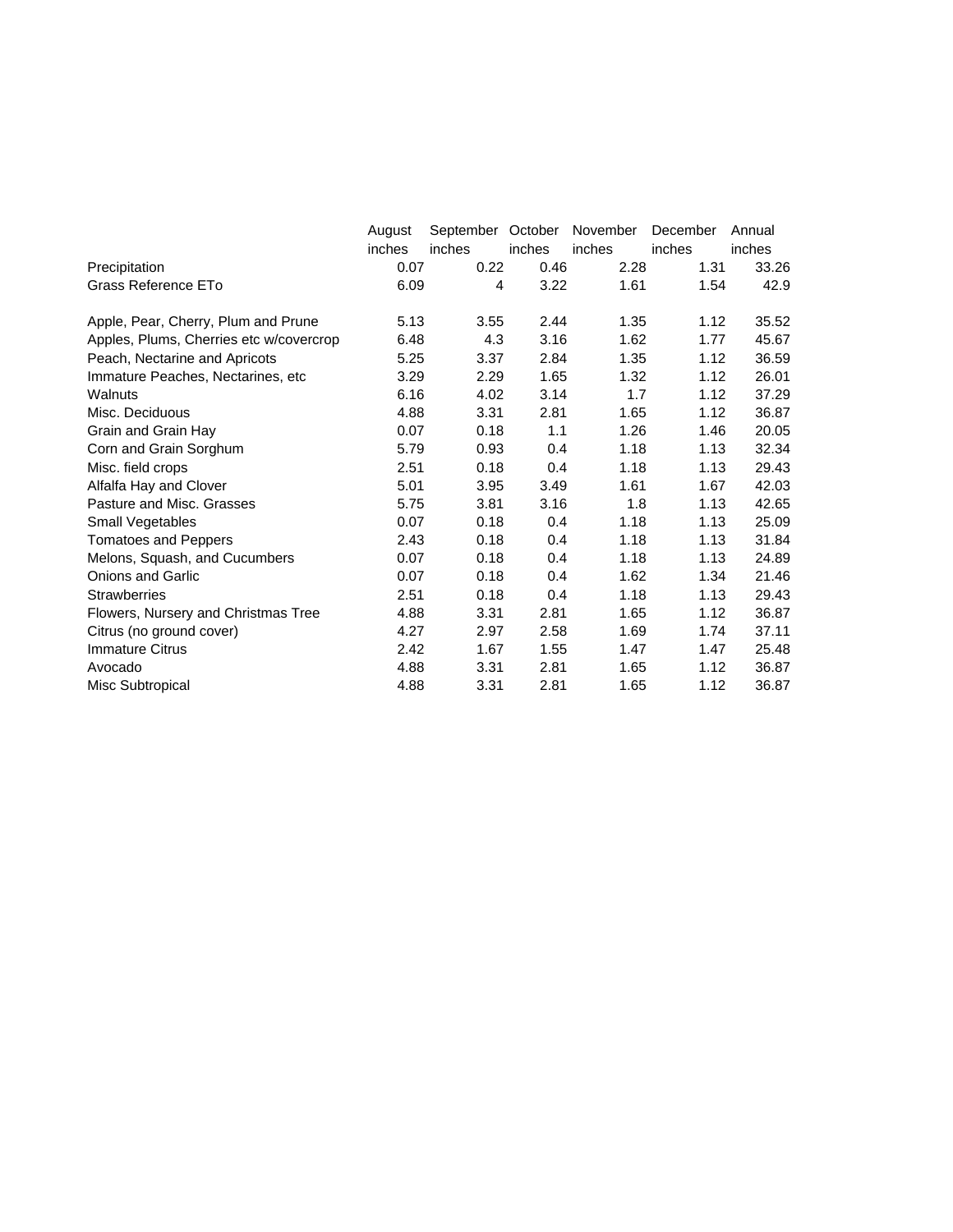| | August inches | September inches | October inches | November inches | December inches | Annual inches |
|---|---|---|---|---|---|---|
| Precipitation | 0.07 | 0.22 | 0.46 | 2.28 | 1.31 | 33.26 |
| Grass Reference ETo | 6.09 | 4 | 3.22 | 1.61 | 1.54 | 42.9 |
| | | | | | | |
| Apple, Pear, Cherry, Plum and Prune | 5.13 | 3.55 | 2.44 | 1.35 | 1.12 | 35.52 |
| Apples, Plums, Cherries etc w/covercrop | 6.48 | 4.3 | 3.16 | 1.62 | 1.77 | 45.67 |
| Peach, Nectarine and Apricots | 5.25 | 3.37 | 2.84 | 1.35 | 1.12 | 36.59 |
| Immature Peaches, Nectarines, etc | 3.29 | 2.29 | 1.65 | 1.32 | 1.12 | 26.01 |
| Walnuts | 6.16 | 4.02 | 3.14 | 1.7 | 1.12 | 37.29 |
| Misc. Deciduous | 4.88 | 3.31 | 2.81 | 1.65 | 1.12 | 36.87 |
| Grain and Grain Hay | 0.07 | 0.18 | 1.1 | 1.26 | 1.46 | 20.05 |
| Corn and Grain Sorghum | 5.79 | 0.93 | 0.4 | 1.18 | 1.13 | 32.34 |
| Misc. field crops | 2.51 | 0.18 | 0.4 | 1.18 | 1.13 | 29.43 |
| Alfalfa Hay and Clover | 5.01 | 3.95 | 3.49 | 1.61 | 1.67 | 42.03 |
| Pasture and Misc. Grasses | 5.75 | 3.81 | 3.16 | 1.8 | 1.13 | 42.65 |
| Small Vegetables | 0.07 | 0.18 | 0.4 | 1.18 | 1.13 | 25.09 |
| Tomatoes and Peppers | 2.43 | 0.18 | 0.4 | 1.18 | 1.13 | 31.84 |
| Melons, Squash, and Cucumbers | 0.07 | 0.18 | 0.4 | 1.18 | 1.13 | 24.89 |
| Onions and Garlic | 0.07 | 0.18 | 0.4 | 1.62 | 1.34 | 21.46 |
| Strawberries | 2.51 | 0.18 | 0.4 | 1.18 | 1.13 | 29.43 |
| Flowers, Nursery and Christmas Tree | 4.88 | 3.31 | 2.81 | 1.65 | 1.12 | 36.87 |
| Citrus (no ground cover) | 4.27 | 2.97 | 2.58 | 1.69 | 1.74 | 37.11 |
| Immature Citrus | 2.42 | 1.67 | 1.55 | 1.47 | 1.47 | 25.48 |
| Avocado | 4.88 | 3.31 | 2.81 | 1.65 | 1.12 | 36.87 |
| Misc Subtropical | 4.88 | 3.31 | 2.81 | 1.65 | 1.12 | 36.87 |